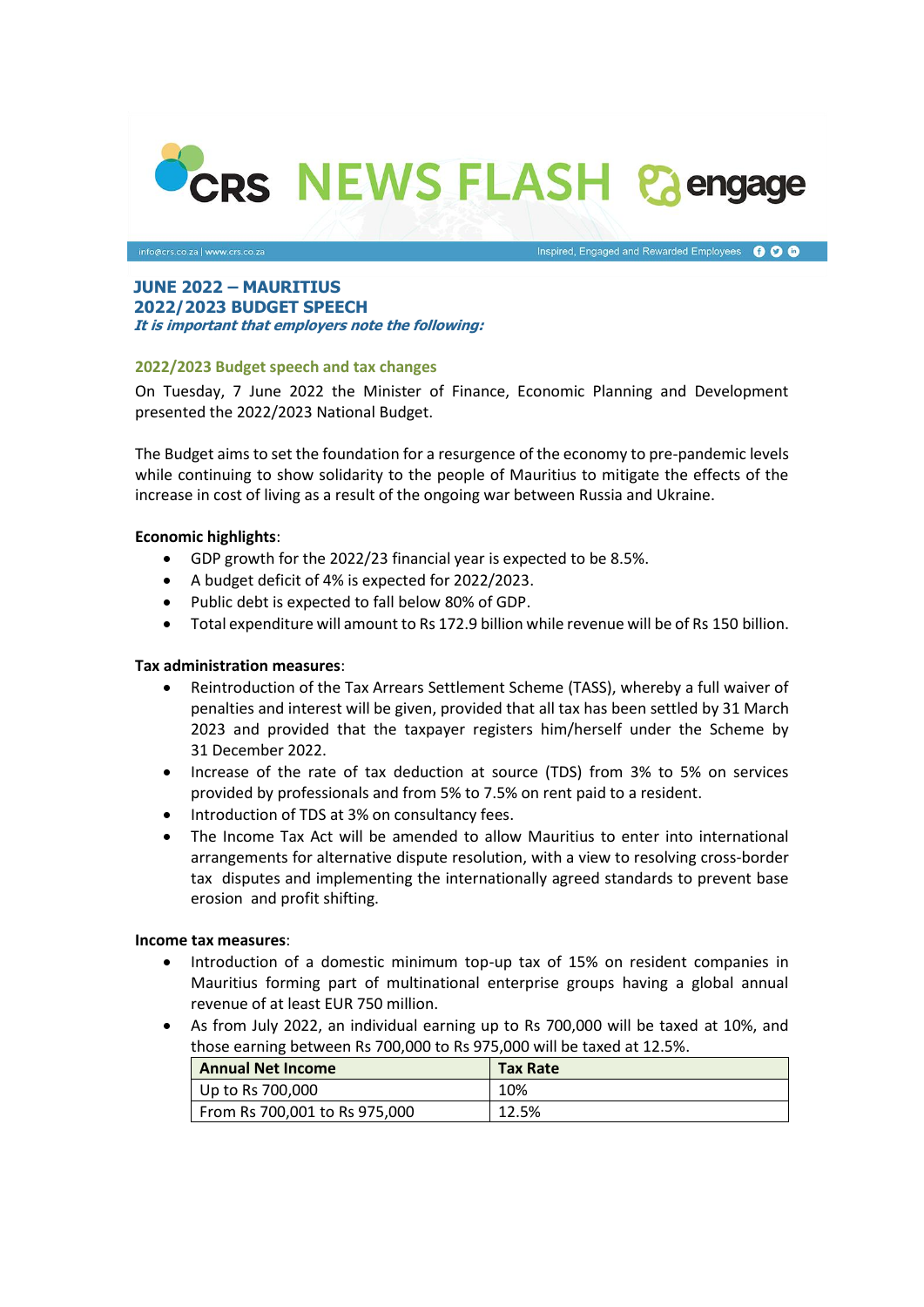# CRS NEWS FLASH engage

info@crs.co.za | www.crs.co.za — Inspired, Engaged and Rewarded Employees

## JUNE 2022 – MAURITIUS
## 2022/2023 BUDGET SPEECH

***It is important that employers note the following:***

### 2022/2023 Budget speech and tax changes

On Tuesday, 7 June 2022 the Minister of Finance, Economic Planning and Development presented the 2022/2023 National Budget.

The Budget aims to set the foundation for a resurgence of the economy to pre-pandemic levels while continuing to show solidarity to the people of Mauritius to mitigate the effects of the increase in cost of living as a result of the ongoing war between Russia and Ukraine.

**Economic highlights**:

- GDP growth for the 2022/23 financial year is expected to be 8.5%.
- A budget deficit of 4% is expected for 2022/2023.
- Public debt is expected to fall below 80% of GDP.
- Total expenditure will amount to Rs 172.9 billion while revenue will be of Rs 150 billion.

**Tax administration measures**:

- Reintroduction of the Tax Arrears Settlement Scheme (TASS), whereby a full waiver of penalties and interest will be given, provided that all tax has been settled by 31 March 2023 and provided that the taxpayer registers him/herself under the Scheme by 31 December 2022.
- Increase of the rate of tax deduction at source (TDS) from 3% to 5% on services provided by professionals and from 5% to 7.5% on rent paid to a resident.
- Introduction of TDS at 3% on consultancy fees.
- The Income Tax Act will be amended to allow Mauritius to enter into international arrangements for alternative dispute resolution, with a view to resolving cross-border tax disputes and implementing the internationally agreed standards to prevent base erosion and profit shifting.

**Income tax measures**:

- Introduction of a domestic minimum top-up tax of 15% on resident companies in Mauritius forming part of multinational enterprise groups having a global annual revenue of at least EUR 750 million.
- As from July 2022, an individual earning up to Rs 700,000 will be taxed at 10%, and those earning between Rs 700,000 to Rs 975,000 will be taxed at 12.5%.

| Annual Net Income | Tax Rate |
|---|---|
| Up to Rs 700,000 | 10% |
| From Rs 700,001 to Rs 975,000 | 12.5% |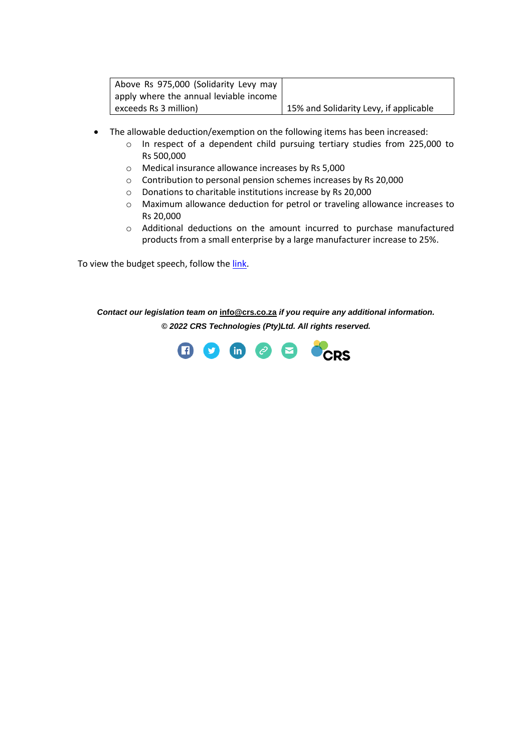| | |
|---|---|
| Above Rs 975,000 (Solidarity Levy may apply where the annual leviable income exceeds Rs 3 million) | 15% and Solidarity Levy, if applicable |

- The allowable deduction/exemption on the following items has been increased:
  - In respect of a dependent child pursuing tertiary studies from 225,000 to Rs 500,000
  - Medical insurance allowance increases by Rs 5,000
  - Contribution to personal pension schemes increases by Rs 20,000
  - Donations to charitable institutions increase by Rs 20,000
  - Maximum allowance deduction for petrol or traveling allowance increases to Rs 20,000
  - Additional deductions on the amount incurred to purchase manufactured products from a small enterprise by a large manufacturer increase to 25%.

To view the budget speech, follow the link.

***Contact our legislation team on* info@crs.co.za *if you require any additional information.***

***© 2022 CRS Technologies (Pty)Ltd. All rights reserved.***